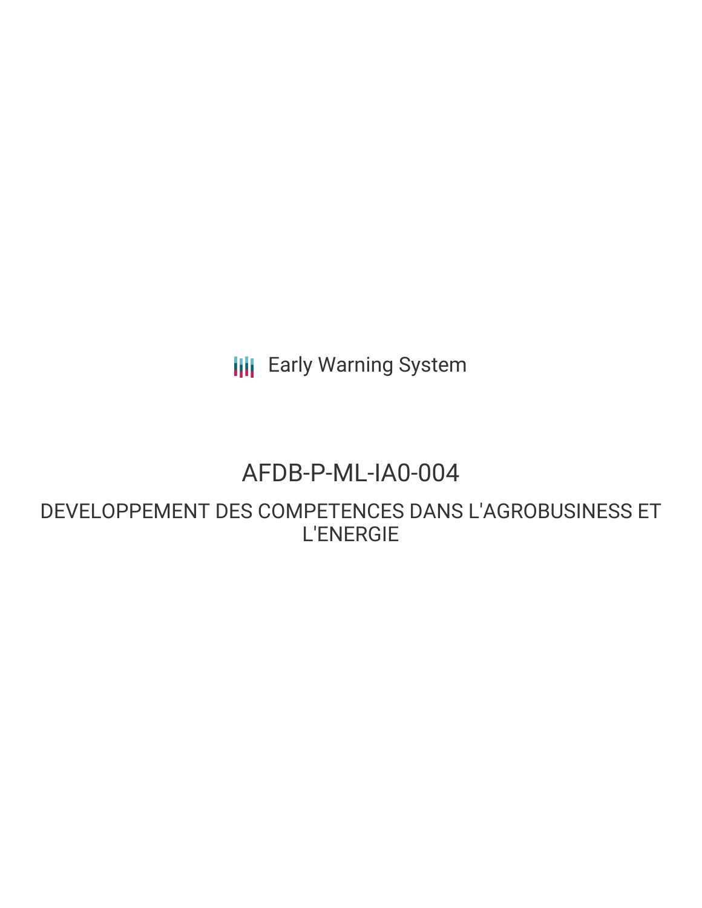Early Warning System

# AFDB-P-ML-IA0-004

## DEVELOPPEMENT DES COMPETENCES DANS L'AGROBUSINESS ET L'ENERGIE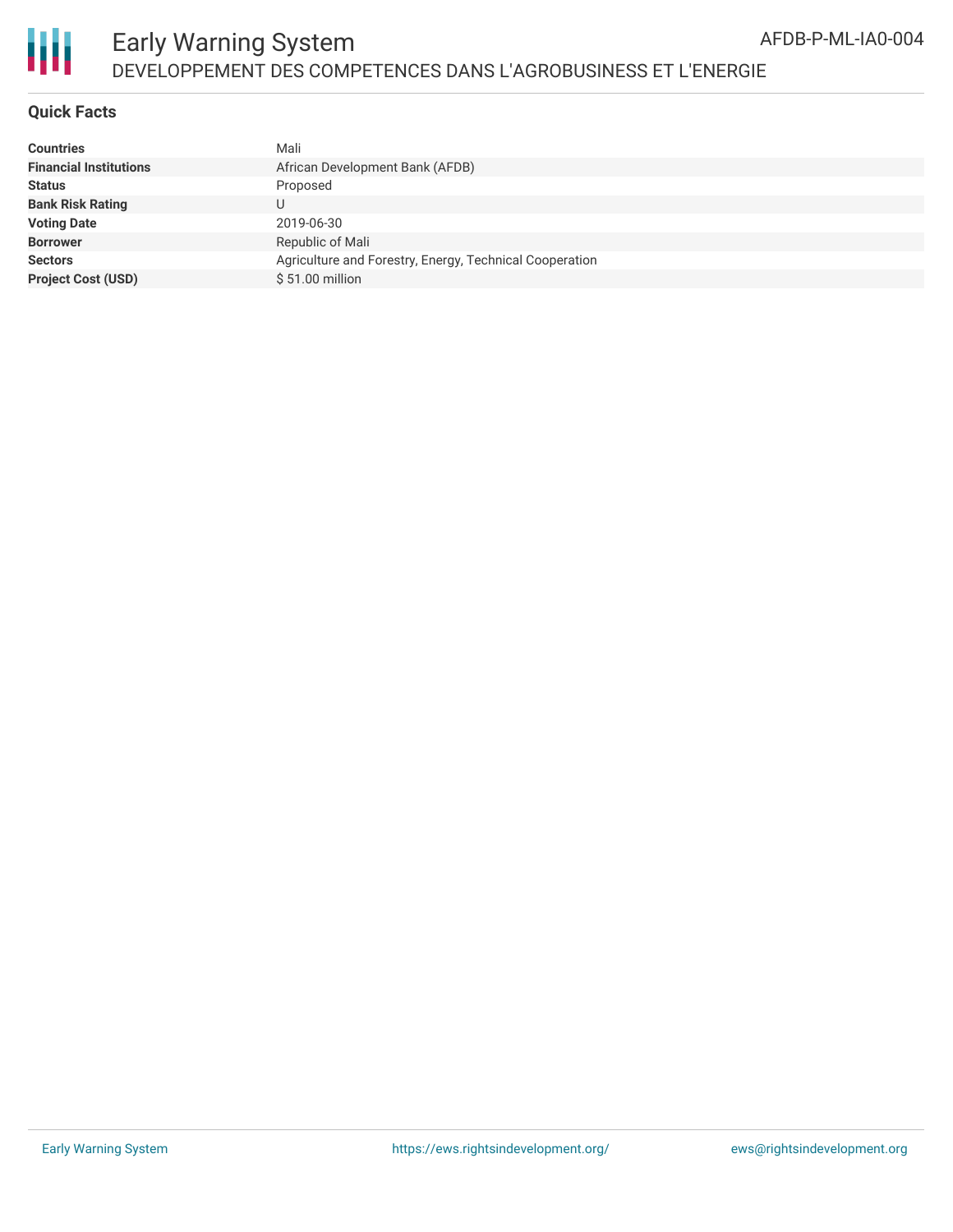## Quick Facts

| | |
|---|---|
| **Countries** | Mali |
| **Financial Institutions** | African Development Bank (AFDB) |
| **Status** | Proposed |
| **Bank Risk Rating** | U |
| **Voting Date** | 2019-06-30 |
| **Borrower** | Republic of Mali |
| **Sectors** | Agriculture and Forestry, Energy, Technical Cooperation |
| **Project Cost (USD)** | $ 51.00 million |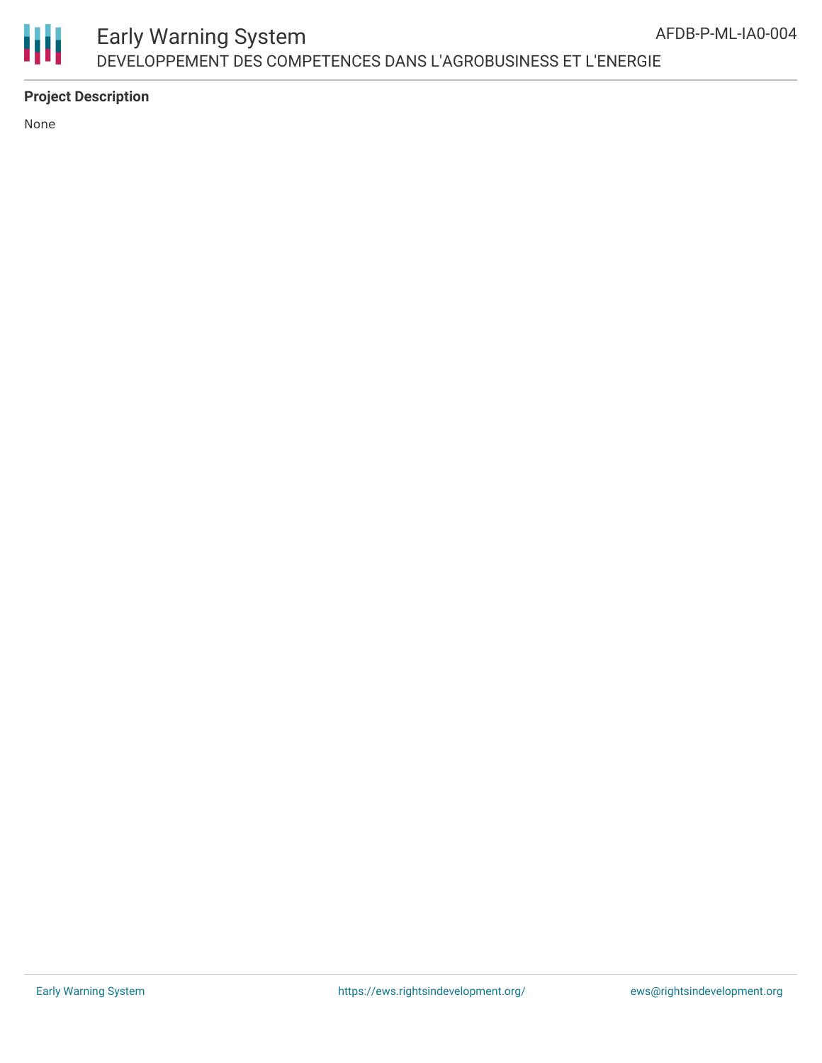## Project Description

None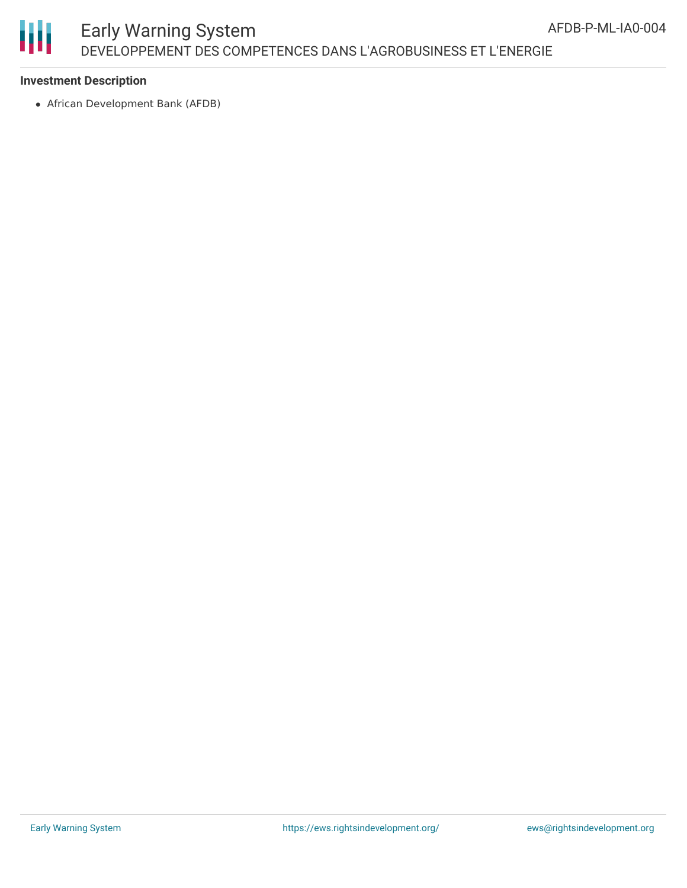**Investment Description**

- African Development Bank (AFDB)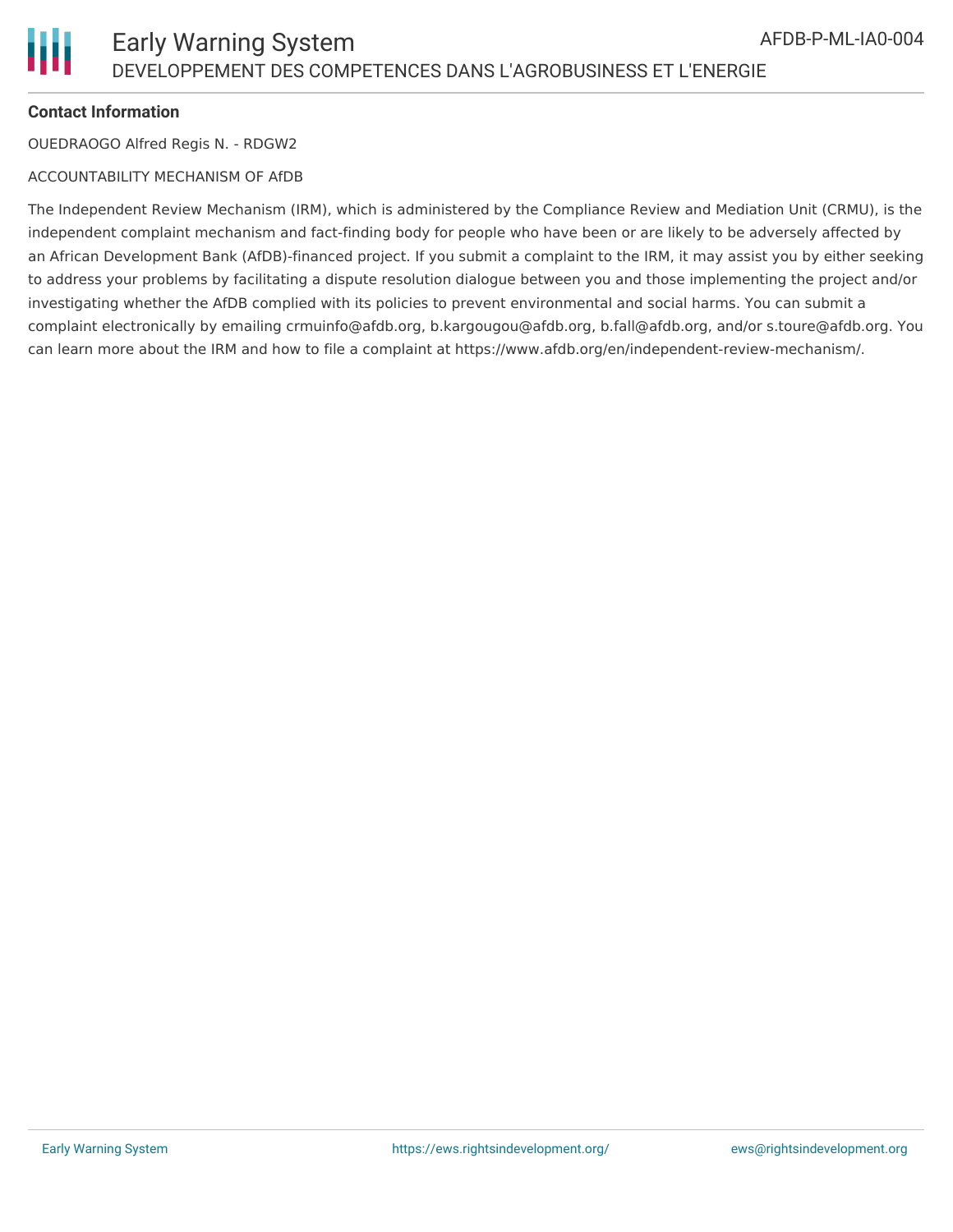**Contact Information**

OUEDRAOGO Alfred Regis N. - RDGW2

ACCOUNTABILITY MECHANISM OF AfDB

The Independent Review Mechanism (IRM), which is administered by the Compliance Review and Mediation Unit (CRMU), is the independent complaint mechanism and fact-finding body for people who have been or are likely to be adversely affected by an African Development Bank (AfDB)-financed project. If you submit a complaint to the IRM, it may assist you by either seeking to address your problems by facilitating a dispute resolution dialogue between you and those implementing the project and/or investigating whether the AfDB complied with its policies to prevent environmental and social harms. You can submit a complaint electronically by emailing crmuinfo@afdb.org, b.kargougou@afdb.org, b.fall@afdb.org, and/or s.toure@afdb.org. You can learn more about the IRM and how to file a complaint at https://www.afdb.org/en/independent-review-mechanism/.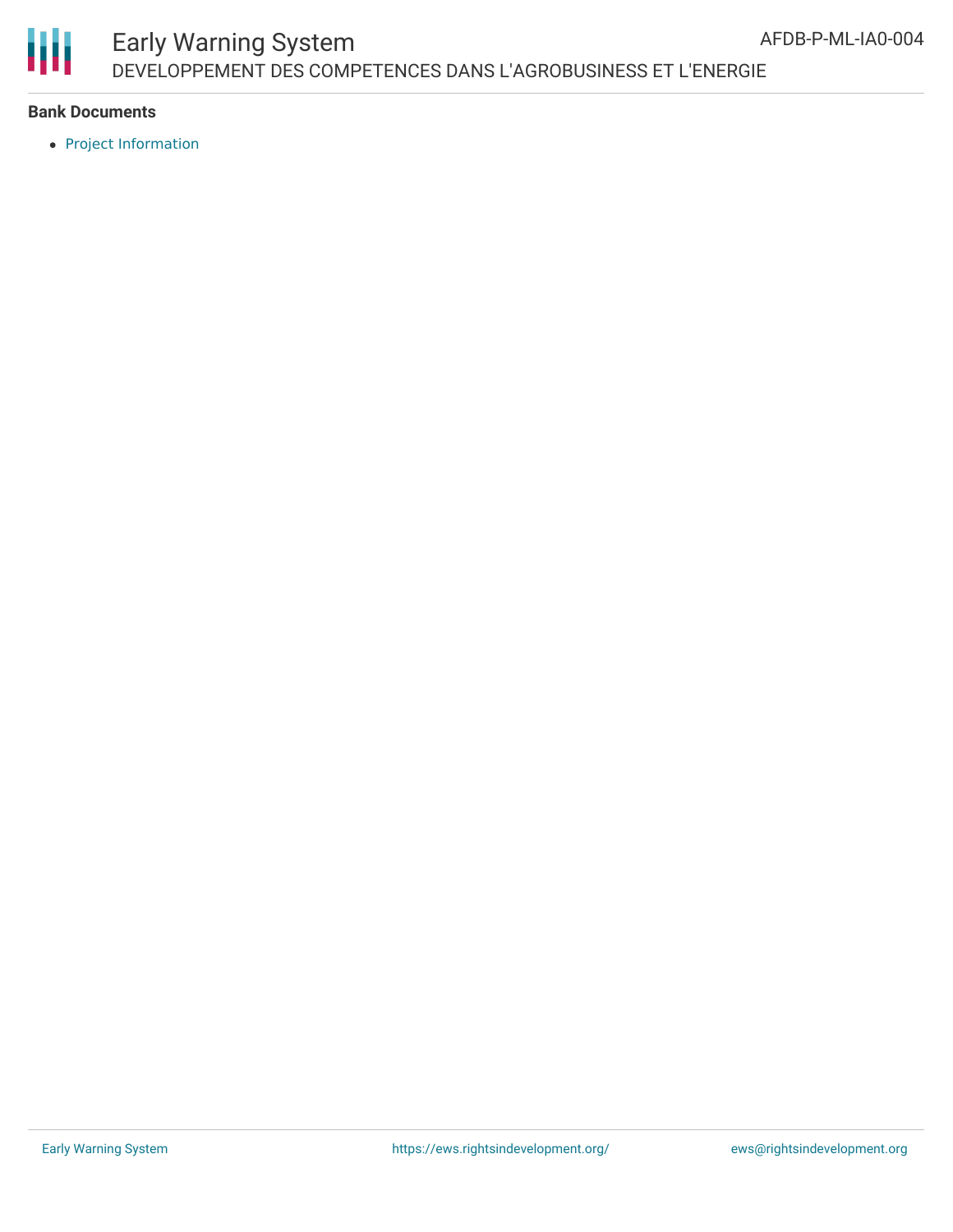**Bank Documents**

- Project Information